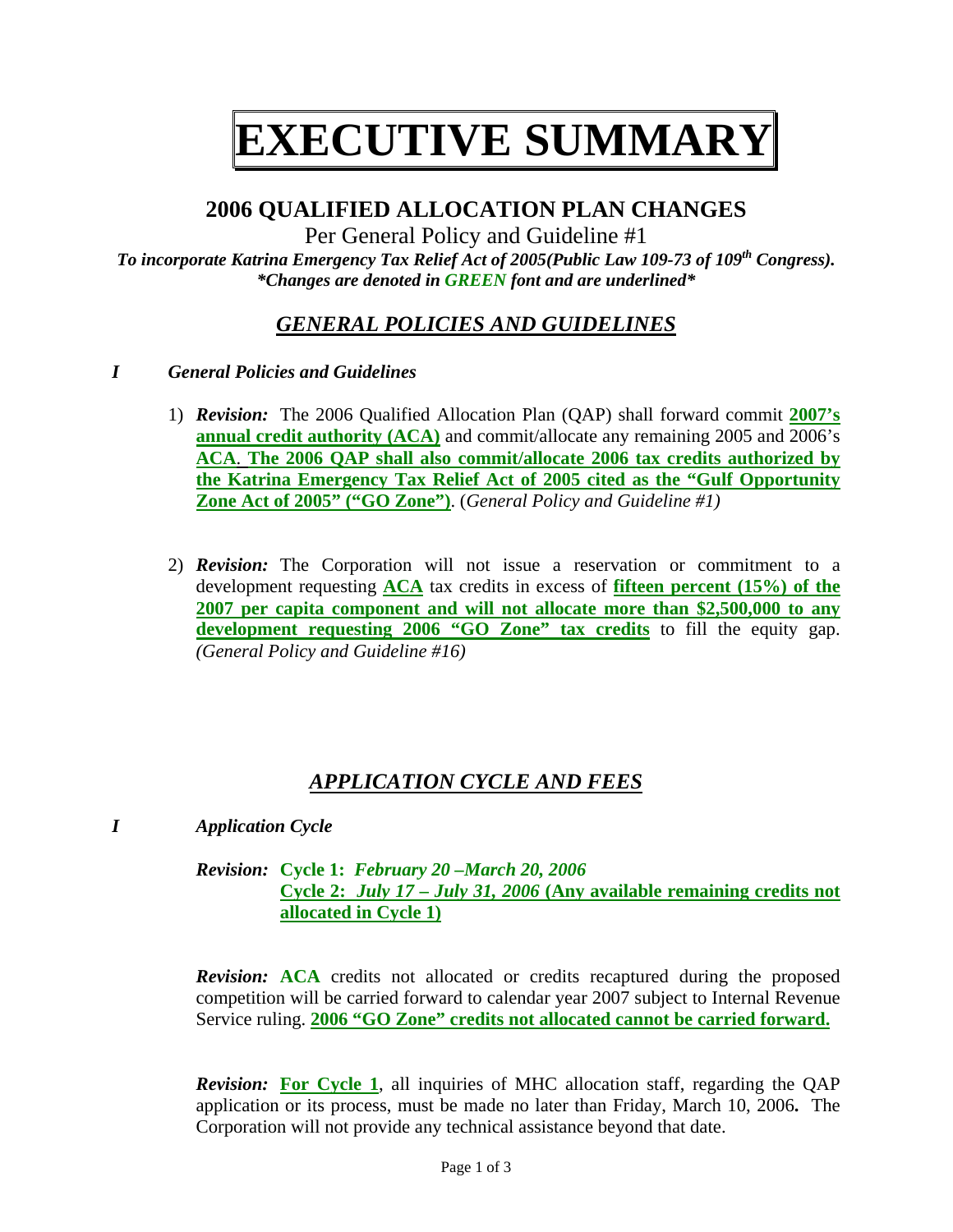# EXECUTIVE SUMMARY

## 2006 QUALIFIED ALLOCATION PLAN CHANGES

Per General Policy and Guideline #1

***To incorporate Katrina Emergency Tax Relief Act of 2005(Public Law 109-73 of 109th Congress).***
***\*Changes are denoted in GREEN font and are underlined\****

## *GENERAL POLICIES AND GUIDELINES*

### *I General Policies and Guidelines*

1) ***Revision:*** The 2006 Qualified Allocation Plan (QAP) shall forward commit **2007's annual credit authority (ACA)** and commit/allocate any remaining 2005 and 2006's **ACA**. **The 2006 QAP shall also commit/allocate 2006 tax credits authorized by the Katrina Emergency Tax Relief Act of 2005 cited as the "Gulf Opportunity Zone Act of 2005" ("GO Zone")**. (*General Policy and Guideline #1)*

2) ***Revision:*** The Corporation will not issue a reservation or commitment to a development requesting **ACA** tax credits in excess of **fifteen percent (15%) of the 2007 per capita component and will not allocate more than $2,500,000 to any development requesting 2006 "GO Zone" tax credits** to fill the equity gap. *(General Policy and Guideline #16)*

## *APPLICATION CYCLE AND FEES*

### *I Application Cycle*

***Revision:*** **Cycle 1:** ***February 20 –March 20, 2006***
**Cycle 2:** ***July 17 – July 31, 2006*** **(Any available remaining credits not allocated in Cycle 1)**

***Revision:*** **ACA** credits not allocated or credits recaptured during the proposed competition will be carried forward to calendar year 2007 subject to Internal Revenue Service ruling. **2006 "GO Zone" credits not allocated cannot be carried forward.**

***Revision:*** **For Cycle 1**, all inquiries of MHC allocation staff, regarding the QAP application or its process, must be made no later than Friday, March 10, 2006**.** The Corporation will not provide any technical assistance beyond that date.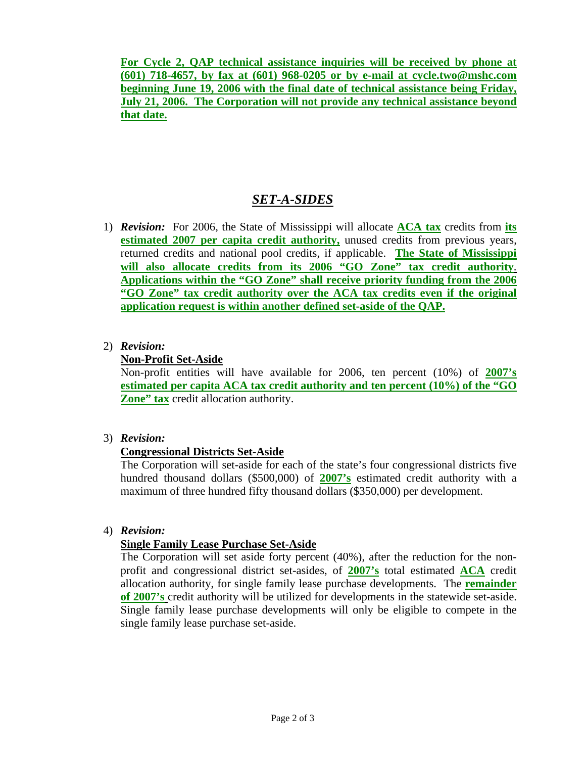**For Cycle 2, QAP technical assistance inquiries will be received by phone at (601) 718-4657, by fax at (601) 968-0205 or by e-mail at cycle.two@mshc.com beginning June 19, 2006 with the final date of technical assistance being Friday, July 21, 2006. The Corporation will not provide any technical assistance beyond that date.**

## *SET-A-SIDES*

1) ***Revision:*** For 2006, the State of Mississippi will allocate **ACA tax** credits from **its estimated 2007 per capita credit authority,** unused credits from previous years, returned credits and national pool credits, if applicable. **The State of Mississippi will also allocate credits from its 2006 "GO Zone" tax credit authority**. **Applications within the "GO Zone" shall receive priority funding from the 2006 "GO Zone" tax credit authority over the ACA tax credits even if the original application request is within another defined set-aside of the QAP.**

2) ***Revision:***

   **Non-Profit Set-Aside**

   Non-profit entities will have available for 2006, ten percent (10%) of **2007's estimated per capita ACA tax credit authority and ten percent (10%) of the "GO Zone" tax** credit allocation authority.

3) ***Revision:***

   **Congressional Districts Set-Aside**

   The Corporation will set-aside for each of the state's four congressional districts five hundred thousand dollars ($500,000) of **2007's** estimated credit authority with a maximum of three hundred fifty thousand dollars ($350,000) per development.

4) ***Revision:***

   **Single Family Lease Purchase Set-Aside**

   The Corporation will set aside forty percent (40%), after the reduction for the non-profit and congressional district set-asides, of **2007's** total estimated **ACA** credit allocation authority, for single family lease purchase developments. The **remainder of 2007's** credit authority will be utilized for developments in the statewide set-aside. Single family lease purchase developments will only be eligible to compete in the single family lease purchase set-aside.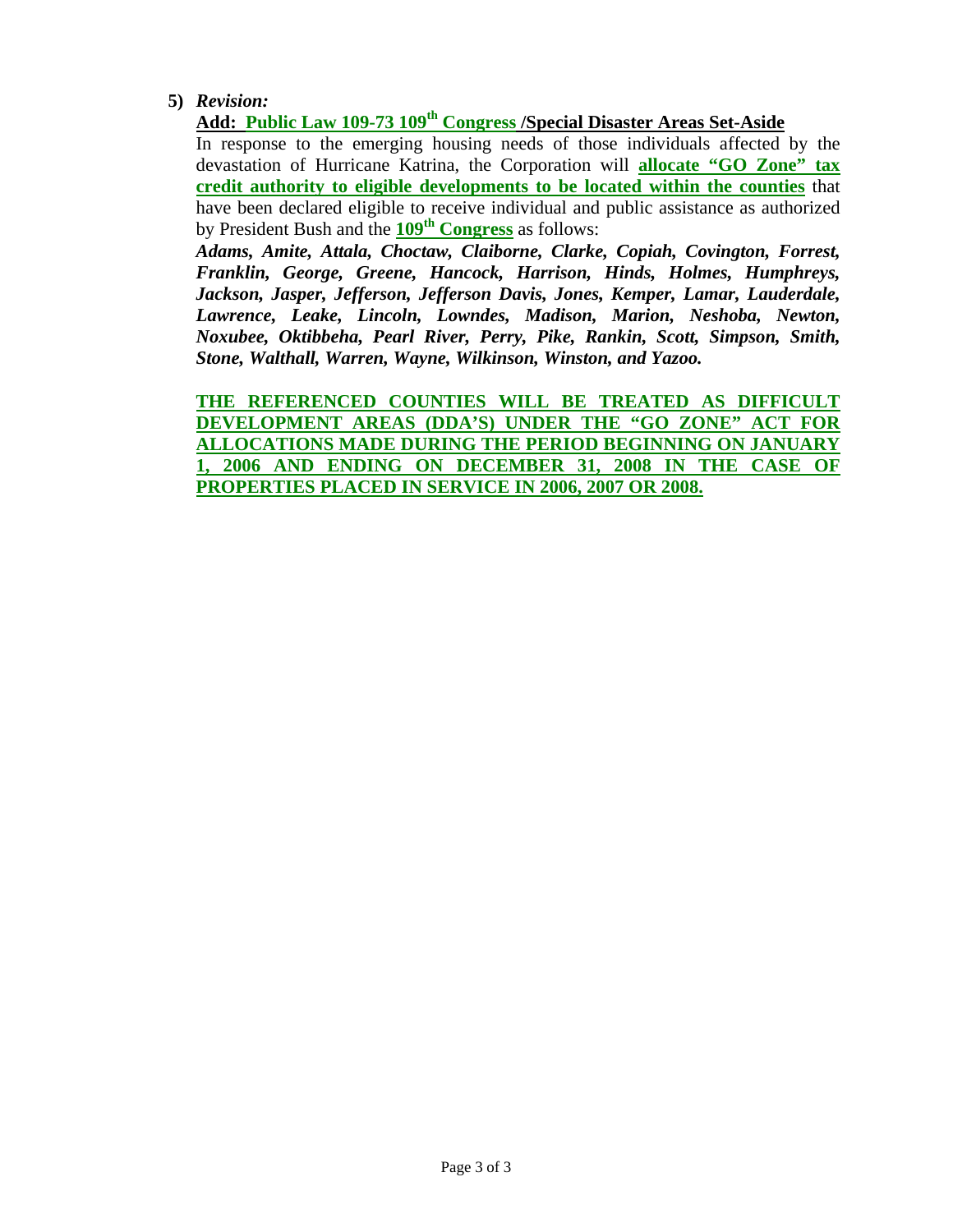**5)** ***Revision:***

**Add: Public Law 109-73 109th Congress /Special Disaster Areas Set-Aside**

In response to the emerging housing needs of those individuals affected by the devastation of Hurricane Katrina, the Corporation will **allocate "GO Zone" tax credit authority to eligible developments to be located within the counties** that have been declared eligible to receive individual and public assistance as authorized by President Bush and the **109th Congress** as follows:

***Adams, Amite, Attala, Choctaw, Claiborne, Clarke, Copiah, Covington, Forrest, Franklin, George, Greene, Hancock, Harrison, Hinds, Holmes, Humphreys, Jackson, Jasper, Jefferson, Jefferson Davis, Jones, Kemper, Lamar, Lauderdale, Lawrence, Leake, Lincoln, Lowndes, Madison, Marion, Neshoba, Newton, Noxubee, Oktibbeha, Pearl River, Perry, Pike, Rankin, Scott, Simpson, Smith, Stone, Walthall, Warren, Wayne, Wilkinson, Winston, and Yazoo.***

**THE REFERENCED COUNTIES WILL BE TREATED AS DIFFICULT DEVELOPMENT AREAS (DDA'S) UNDER THE "GO ZONE" ACT FOR ALLOCATIONS MADE DURING THE PERIOD BEGINNING ON JANUARY 1, 2006 AND ENDING ON DECEMBER 31, 2008 IN THE CASE OF PROPERTIES PLACED IN SERVICE IN 2006, 2007 OR 2008.**